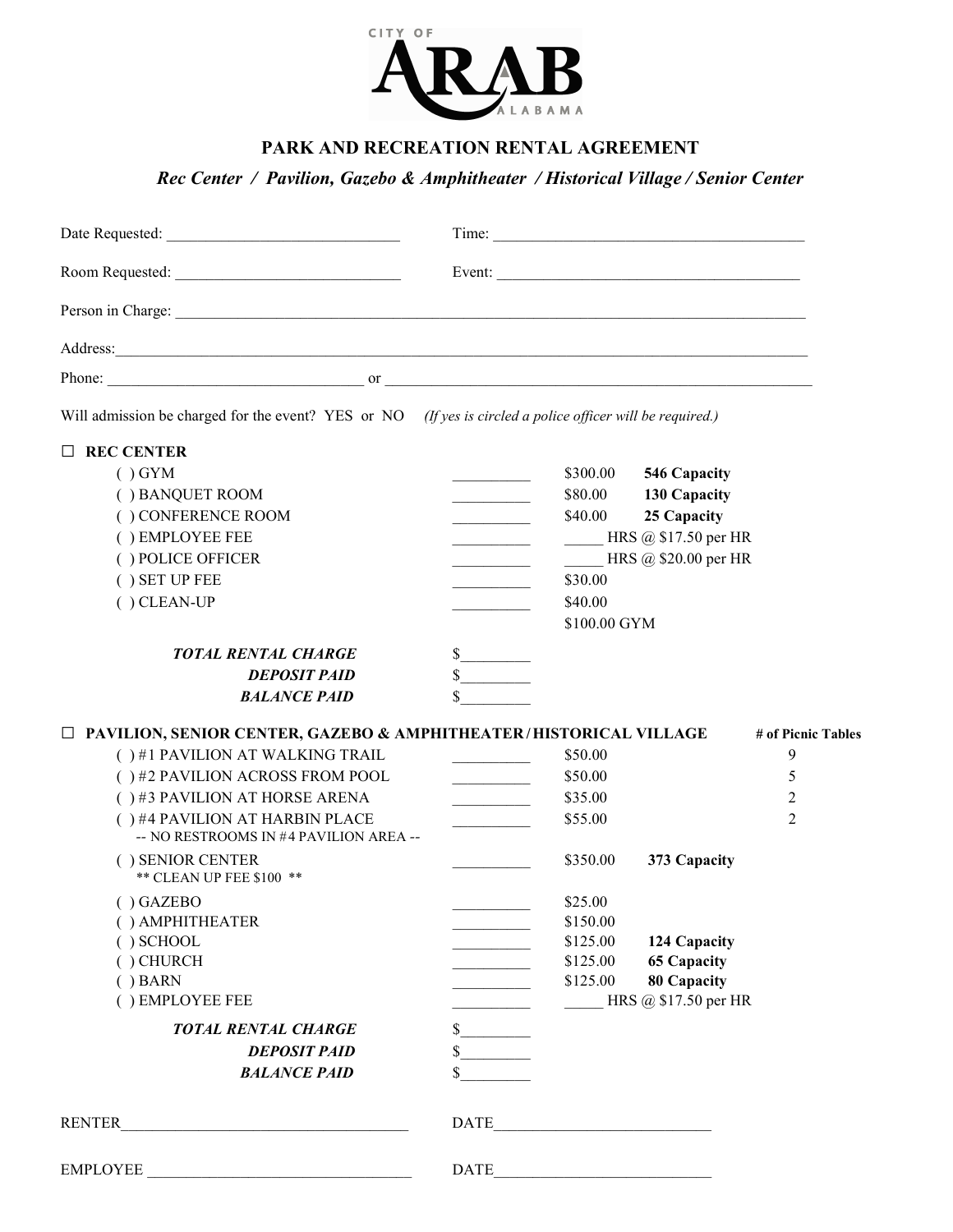CITY OF **ARAB** ALABAMA

## PARK AND RECREATION RENTAL AGREEMENT

### *Rec Center / Pavilion, Gazebo & Amphitheater / Historical Village / Senior Center*

Date Requested: ______________________________ Time: ________________________________________

Room Requested: _____________________________ Event: ________________________________________

Person in Charge: ______________________________________________________________________________

Address: ______________________________________________________________________________________

Phone: ________________________________ or ________________________________________________________

Will admission be charged for the event? YES or NO *(If yes is circled a police officer will be required.)*

☐ **REC CENTER**

| | | | |
|---|---|---|---|
| ( ) GYM | __________ | $300.00 | **546 Capacity** |
| ( ) BANQUET ROOM | __________ | $80.00 | **130 Capacity** |
| ( ) CONFERENCE ROOM | __________ | $40.00 | **25 Capacity** |
| ( ) EMPLOYEE FEE | __________ | _____ HRS @ $17.50 per HR | |
| ( ) POLICE OFFICER | __________ | _____ HRS @ $20.00 per HR | |
| ( ) SET UP FEE | __________ | $30.00 | |
| ( ) CLEAN-UP | __________ | $40.00<br>$100.00 GYM | |

***TOTAL RENTAL CHARGE*** $_________

***DEPOSIT PAID*** $_________

***BALANCE PAID*** $_________

☐ **PAVILION, SENIOR CENTER, GAZEBO & AMPHITHEATER / HISTORICAL VILLAGE**

| | | | | **# of Picnic Tables** |
|---|---|---|---|---|
| ( ) #1 PAVILION AT WALKING TRAIL | __________ | $50.00 | | 9 |
| ( ) #2 PAVILION ACROSS FROM POOL | __________ | $50.00 | | 5 |
| ( ) #3 PAVILION AT HORSE ARENA | __________ | $35.00 | | 2 |
| ( ) #4 PAVILION AT HARBIN PLACE<br>-- NO RESTROOMS IN #4 PAVILION AREA -- | __________ | $55.00 | | 2 |
| ( ) SENIOR CENTER<br>** CLEAN UP FEE $100 ** | __________ | $350.00 | **373 Capacity** | |
| ( ) GAZEBO | __________ | $25.00 | | |
| ( ) AMPHITHEATER | __________ | $150.00 | | |
| ( ) SCHOOL | __________ | $125.00 | **124 Capacity** | |
| ( ) CHURCH | __________ | $125.00 | **65 Capacity** | |
| ( ) BARN | __________ | $125.00 | **80 Capacity** | |
| ( ) EMPLOYEE FEE | __________ | _____ HRS @ $17.50 per HR | | |

***TOTAL RENTAL CHARGE*** $_________

***DEPOSIT PAID*** $_________

***BALANCE PAID*** $_________

RENTER___________________________________ DATE___________________________

EMPLOYEE ________________________________ DATE___________________________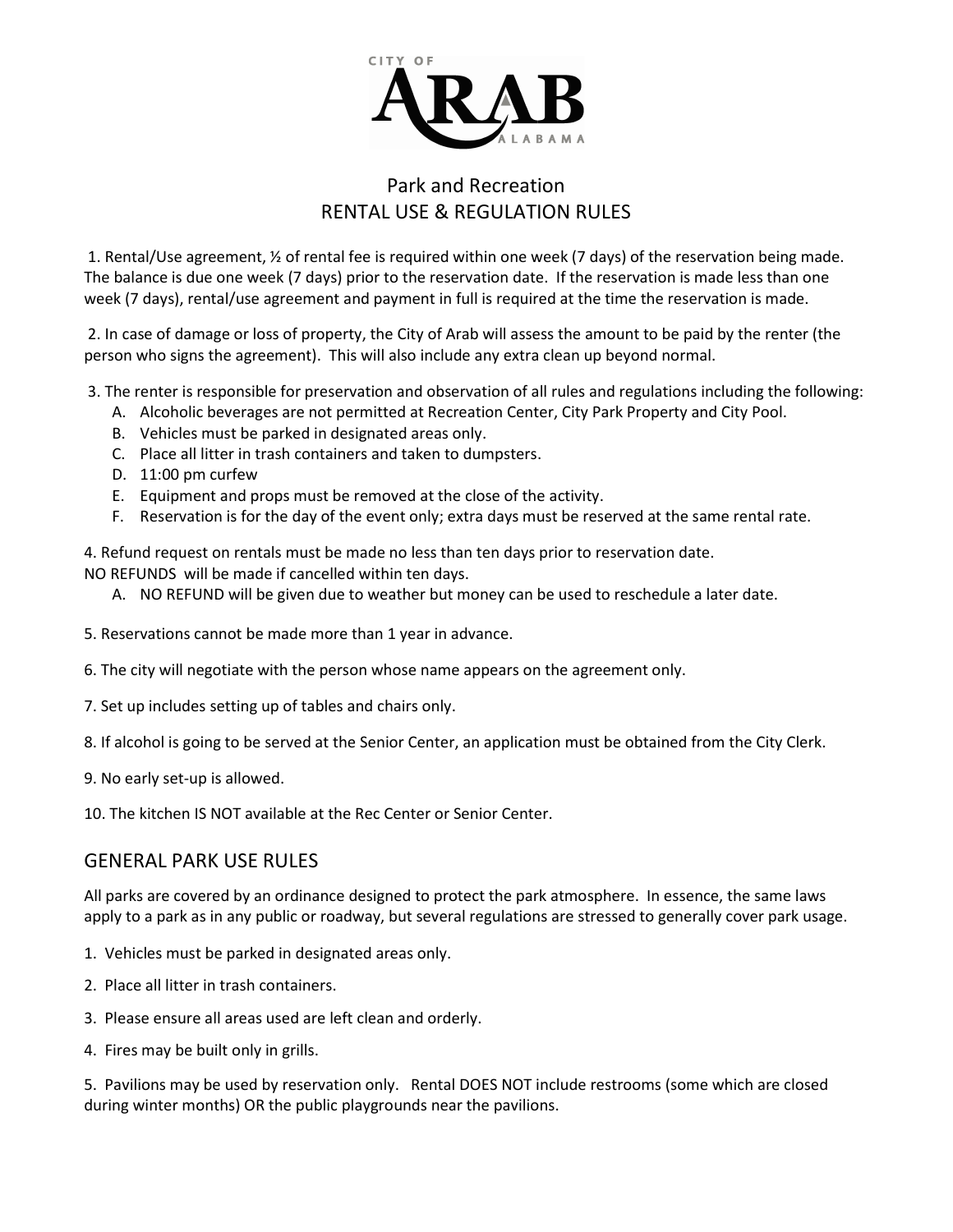CITY OF ARAB ALABAMA

## Park and Recreation
## RENTAL USE & REGULATION RULES

1. Rental/Use agreement, ½ of rental fee is required within one week (7 days) of the reservation being made. The balance is due one week (7 days) prior to the reservation date. If the reservation is made less than one week (7 days), rental/use agreement and payment in full is required at the time the reservation is made.

2. In case of damage or loss of property, the City of Arab will assess the amount to be paid by the renter (the person who signs the agreement). This will also include any extra clean up beyond normal.

3. The renter is responsible for preservation and observation of all rules and regulations including the following:
   A. Alcoholic beverages are not permitted at Recreation Center, City Park Property and City Pool.
   B. Vehicles must be parked in designated areas only.
   C. Place all litter in trash containers and taken to dumpsters.
   D. 11:00 pm curfew
   E. Equipment and props must be removed at the close of the activity.
   F. Reservation is for the day of the event only; extra days must be reserved at the same rental rate.

4. Refund request on rentals must be made no less than ten days prior to reservation date.
NO REFUNDS will be made if cancelled within ten days.
   A. NO REFUND will be given due to weather but money can be used to reschedule a later date.

5. Reservations cannot be made more than 1 year in advance.

6. The city will negotiate with the person whose name appears on the agreement only.

7. Set up includes setting up of tables and chairs only.

8. If alcohol is going to be served at the Senior Center, an application must be obtained from the City Clerk.

9. No early set-up is allowed.

10. The kitchen IS NOT available at the Rec Center or Senior Center.

## GENERAL PARK USE RULES

All parks are covered by an ordinance designed to protect the park atmosphere. In essence, the same laws apply to a park as in any public or roadway, but several regulations are stressed to generally cover park usage.

1. Vehicles must be parked in designated areas only.

2. Place all litter in trash containers.

3. Please ensure all areas used are left clean and orderly.

4. Fires may be built only in grills.

5. Pavilions may be used by reservation only. Rental DOES NOT include restrooms (some which are closed during winter months) OR the public playgrounds near the pavilions.